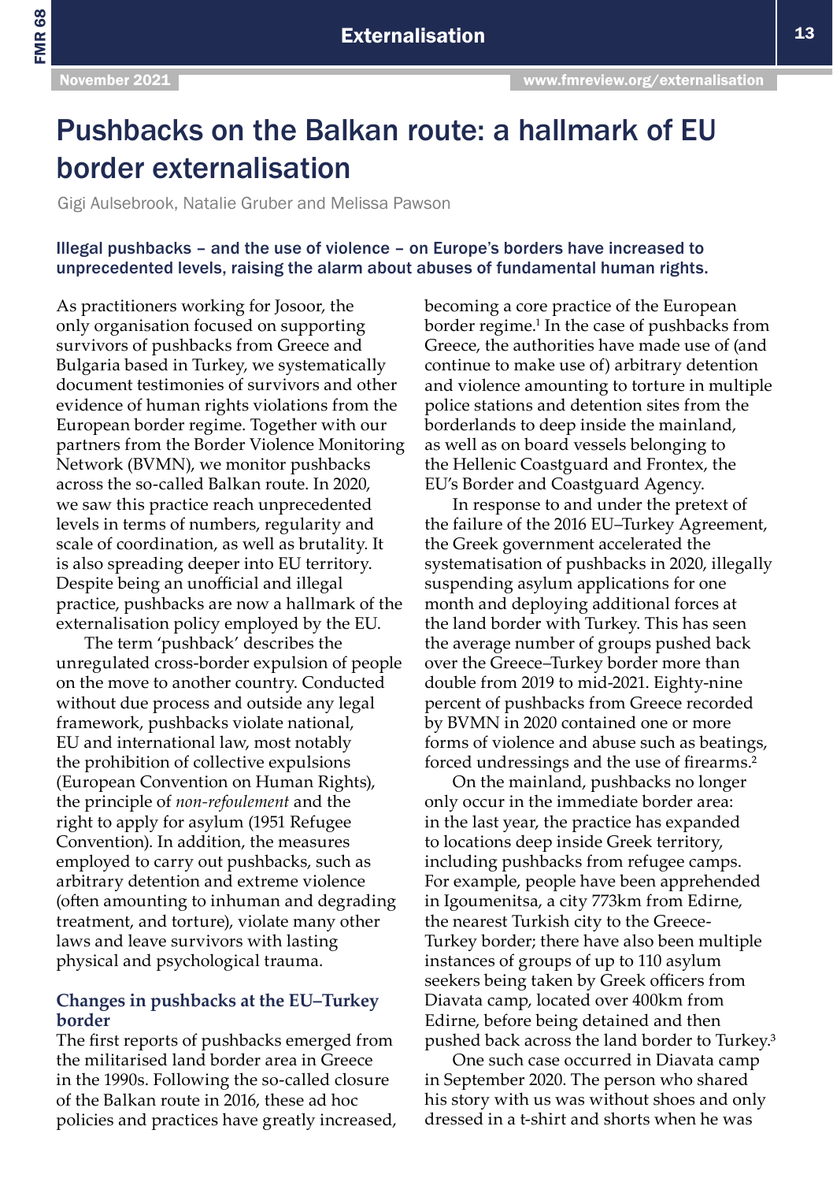# Pushbacks on the Balkan route: a hallmark of EU border externalisation

Gigi Aulsebrook, Natalie Gruber and Melissa Pawson

**Illegal pushbacks – and the use of violence – on Europe's borders have increased to unprecedented levels, raising the alarm about abuses of fundamental human rights.**

As practitioners working for Josoor, the only organisation focused on supporting survivors of pushbacks from Greece and Bulgaria based in Turkey, we systematically document testimonies of survivors and other evidence of human rights violations from the European border regime. Together with our partners from the Border Violence Monitoring Network (BVMN), we monitor pushbacks across the so-called Balkan route. In 2020, we saw this practice reach unprecedented levels in terms of numbers, regularity and scale of coordination, as well as brutality. It is also spreading deeper into EU territory. Despite being an unofficial and illegal practice, pushbacks are now a hallmark of the externalisation policy employed by the EU.

The term 'pushback' describes the unregulated cross-border expulsion of people on the move to another country. Conducted without due process and outside any legal framework, pushbacks violate national, EU and international law, most notably the prohibition of collective expulsions (European Convention on Human Rights), the principle of *non-refoulement* and the right to apply for asylum (1951 Refugee Convention). In addition, the measures employed to carry out pushbacks, such as arbitrary detention and extreme violence (often amounting to inhuman and degrading treatment, and torture), violate many other laws and leave survivors with lasting physical and psychological trauma.

## Changes in pushbacks at the EU–Turkey border

The first reports of pushbacks emerged from the militarised land border area in Greece in the 1990s. Following the so-called closure of the Balkan route in 2016, these ad hoc policies and practices have greatly increased, becoming a core practice of the European border regime.[1] In the case of pushbacks from Greece, the authorities have made use of (and continue to make use of) arbitrary detention and violence amounting to torture in multiple police stations and detention sites from the borderlands to deep inside the mainland, as well as on board vessels belonging to the Hellenic Coastguard and Frontex, the EU's Border and Coastguard Agency.

In response to and under the pretext of the failure of the 2016 EU–Turkey Agreement, the Greek government accelerated the systematisation of pushbacks in 2020, illegally suspending asylum applications for one month and deploying additional forces at the land border with Turkey. This has seen the average number of groups pushed back over the Greece–Turkey border more than double from 2019 to mid-2021. Eighty-nine percent of pushbacks from Greece recorded by BVMN in 2020 contained one or more forms of violence and abuse such as beatings, forced undressings and the use of firearms.[2]

On the mainland, pushbacks no longer only occur in the immediate border area: in the last year, the practice has expanded to locations deep inside Greek territory, including pushbacks from refugee camps. For example, people have been apprehended in Igoumenitsa, a city 773km from Edirne, the nearest Turkish city to the Greece-Turkey border; there have also been multiple instances of groups of up to 110 asylum seekers being taken by Greek officers from Diavata camp, located over 400km from Edirne, before being detained and then pushed back across the land border to Turkey.[3]

One such case occurred in Diavata camp in September 2020. The person who shared his story with us was without shoes and only dressed in a t-shirt and shorts when he was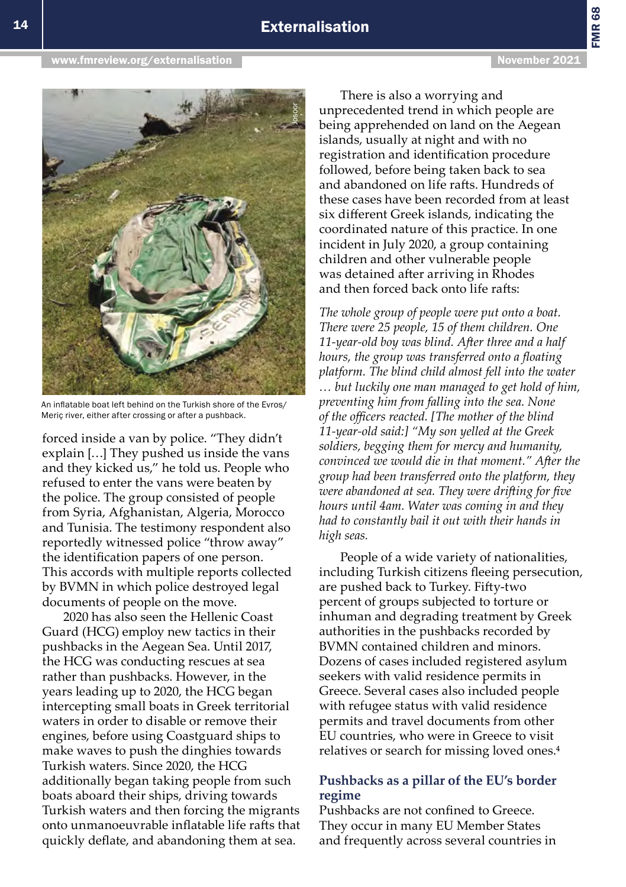An inflatable boat left behind on the Turkish shore of the Evros/Meriç river, either after crossing or after a pushback.

forced inside a van by police. "They didn't explain […] They pushed us inside the vans and they kicked us," he told us. People who refused to enter the vans were beaten by the police. The group consisted of people from Syria, Afghanistan, Algeria, Morocco and Tunisia. The testimony respondent also reportedly witnessed police "throw away" the identification papers of one person. This accords with multiple reports collected by BVMN in which police destroyed legal documents of people on the move.

2020 has also seen the Hellenic Coast Guard (HCG) employ new tactics in their pushbacks in the Aegean Sea. Until 2017, the HCG was conducting rescues at sea rather than pushbacks. However, in the years leading up to 2020, the HCG began intercepting small boats in Greek territorial waters in order to disable or remove their engines, before using Coastguard ships to make waves to push the dinghies towards Turkish waters. Since 2020, the HCG additionally began taking people from such boats aboard their ships, driving towards Turkish waters and then forcing the migrants onto unmanoeuvrable inflatable life rafts that quickly deflate, and abandoning them at sea.

There is also a worrying and unprecedented trend in which people are being apprehended on land on the Aegean islands, usually at night and with no registration and identification procedure followed, before being taken back to sea and abandoned on life rafts. Hundreds of these cases have been recorded from at least six different Greek islands, indicating the coordinated nature of this practice. In one incident in July 2020, a group containing children and other vulnerable people was detained after arriving in Rhodes and then forced back onto life rafts:

*The whole group of people were put onto a boat. There were 25 people, 15 of them children. One 11-year-old boy was blind. After three and a half hours, the group was transferred onto a floating platform. The blind child almost fell into the water … but luckily one man managed to get hold of him, preventing him from falling into the sea. None of the officers reacted. [The mother of the blind 11-year-old said:] "My son yelled at the Greek soldiers, begging them for mercy and humanity, convinced we would die in that moment." After the group had been transferred onto the platform, they were abandoned at sea. They were drifting for five hours until 4am. Water was coming in and they had to constantly bail it out with their hands in high seas.*

People of a wide variety of nationalities, including Turkish citizens fleeing persecution, are pushed back to Turkey. Fifty-two percent of groups subjected to torture or inhuman and degrading treatment by Greek authorities in the pushbacks recorded by BVMN contained children and minors. Dozens of cases included registered asylum seekers with valid residence permits in Greece. Several cases also included people with refugee status with valid residence permits and travel documents from other EU countries, who were in Greece to visit relatives or search for missing loved ones.[4]

### Pushbacks as a pillar of the EU's border regime

Pushbacks are not confined to Greece. They occur in many EU Member States and frequently across several countries in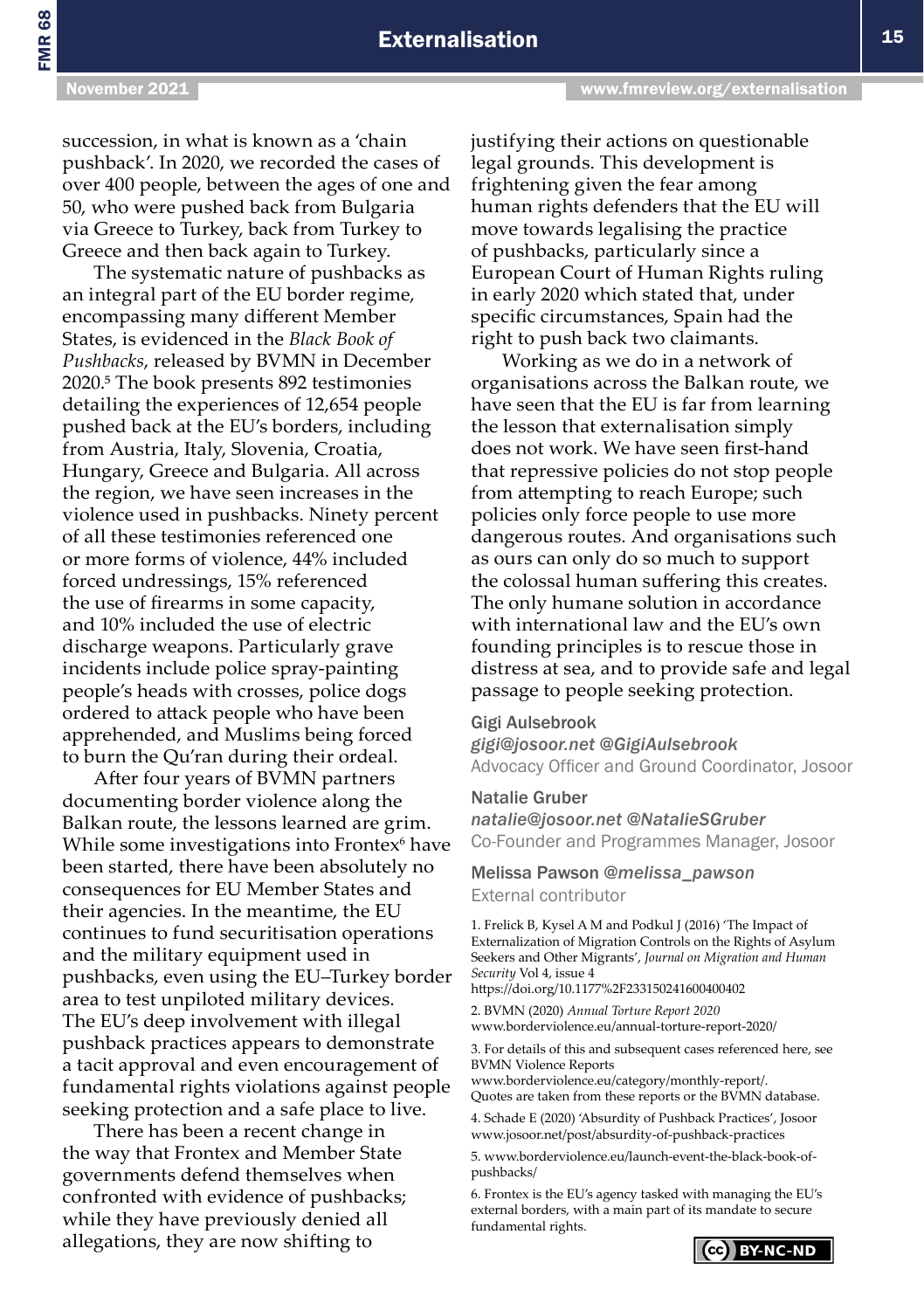succession, in what is known as a 'chain pushback'. In 2020, we recorded the cases of over 400 people, between the ages of one and 50, who were pushed back from Bulgaria via Greece to Turkey, back from Turkey to Greece and then back again to Turkey.

The systematic nature of pushbacks as an integral part of the EU border regime, encompassing many different Member States, is evidenced in the *Black Book of Pushbacks*, released by BVMN in December 2020.[5] The book presents 892 testimonies detailing the experiences of 12,654 people pushed back at the EU's borders, including from Austria, Italy, Slovenia, Croatia, Hungary, Greece and Bulgaria. All across the region, we have seen increases in the violence used in pushbacks. Ninety percent of all these testimonies referenced one or more forms of violence, 44% included forced undressings, 15% referenced the use of firearms in some capacity, and 10% included the use of electric discharge weapons. Particularly grave incidents include police spray-painting people's heads with crosses, police dogs ordered to attack people who have been apprehended, and Muslims being forced to burn the Qu'ran during their ordeal.

After four years of BVMN partners documenting border violence along the Balkan route, the lessons learned are grim. While some investigations into Frontex[6] have been started, there have been absolutely no consequences for EU Member States and their agencies. In the meantime, the EU continues to fund securitisation operations and the military equipment used in pushbacks, even using the EU–Turkey border area to test unpiloted military devices. The EU's deep involvement with illegal pushback practices appears to demonstrate a tacit approval and even encouragement of fundamental rights violations against people seeking protection and a safe place to live.

There has been a recent change in the way that Frontex and Member State governments defend themselves when confronted with evidence of pushbacks; while they have previously denied all allegations, they are now shifting to justifying their actions on questionable legal grounds. This development is frightening given the fear among human rights defenders that the EU will move towards legalising the practice of pushbacks, particularly since a European Court of Human Rights ruling in early 2020 which stated that, under specific circumstances, Spain had the right to push back two claimants.

Working as we do in a network of organisations across the Balkan route, we have seen that the EU is far from learning the lesson that externalisation simply does not work. We have seen first-hand that repressive policies do not stop people from attempting to reach Europe; such policies only force people to use more dangerous routes. And organisations such as ours can only do so much to support the colossal human suffering this creates. The only humane solution in accordance with international law and the EU's own founding principles is to rescue those in distress at sea, and to provide safe and legal passage to people seeking protection.

**Gigi Aulsebrook**
*gigi@josoor.net @GigiAulsebrook*
Advocacy Officer and Ground Coordinator, Josoor

**Natalie Gruber**
*natalie@josoor.net @NatalieSGruber*
Co-Founder and Programmes Manager, Josoor

**Melissa Pawson** *@melissa_pawson*
External contributor

1. Frelick B, Kysel A M and Podkul J (2016) 'The Impact of Externalization of Migration Controls on the Rights of Asylum Seekers and Other Migrants', *Journal on Migration and Human Security* Vol 4, issue 4
https://doi.org/10.1177%2F233150241600400402

2. BVMN (2020) *Annual Torture Report 2020*
www.borderviolence.eu/annual-torture-report-2020/

3. For details of this and subsequent cases referenced here, see BVMN Violence Reports
www.borderviolence.eu/category/monthly-report/.
Quotes are taken from these reports or the BVMN database.

4. Schade E (2020) 'Absurdity of Pushback Practices', Josoor
www.josoor.net/post/absurdity-of-pushback-practices

5. www.borderviolence.eu/launch-event-the-black-book-of-pushbacks/

6. Frontex is the EU's agency tasked with managing the EU's external borders, with a main part of its mandate to secure fundamental rights.